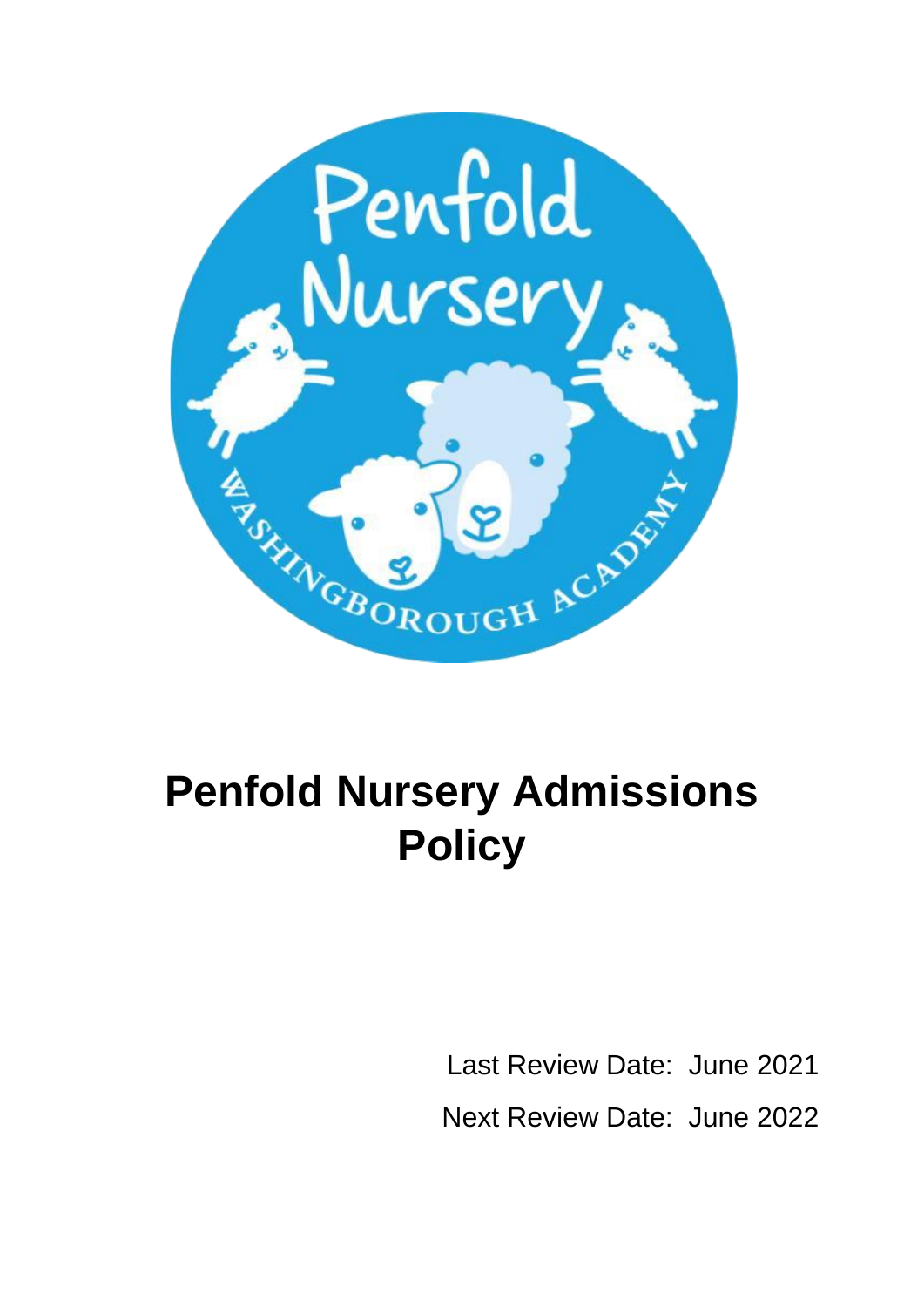# Penfold Nursery Admissions Policy

Last Review Date: June 2021

Next Review Date: June 2022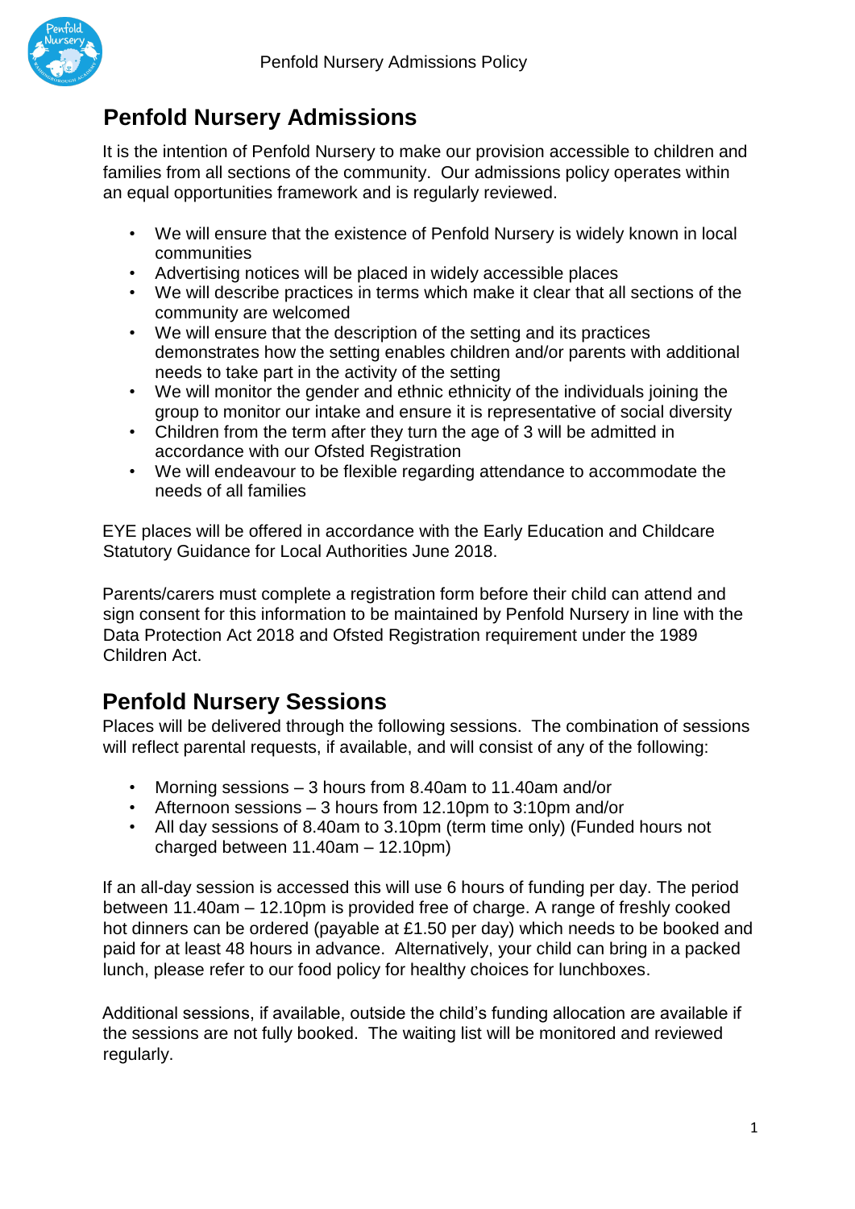## Penfold Nursery Admissions

It is the intention of Penfold Nursery to make our provision accessible to children and families from all sections of the community. Our admissions policy operates within an equal opportunities framework and is regularly reviewed.

- We will ensure that the existence of Penfold Nursery is widely known in local communities
- Advertising notices will be placed in widely accessible places
- We will describe practices in terms which make it clear that all sections of the community are welcomed
- We will ensure that the description of the setting and its practices demonstrates how the setting enables children and/or parents with additional needs to take part in the activity of the setting
- We will monitor the gender and ethnic ethnicity of the individuals joining the group to monitor our intake and ensure it is representative of social diversity
- Children from the term after they turn the age of 3 will be admitted in accordance with our Ofsted Registration
- We will endeavour to be flexible regarding attendance to accommodate the needs of all families

EYE places will be offered in accordance with the Early Education and Childcare Statutory Guidance for Local Authorities June 2018.

Parents/carers must complete a registration form before their child can attend and sign consent for this information to be maintained by Penfold Nursery in line with the Data Protection Act 2018 and Ofsted Registration requirement under the 1989 Children Act.

## Penfold Nursery Sessions

Places will be delivered through the following sessions. The combination of sessions will reflect parental requests, if available, and will consist of any of the following:

- Morning sessions – 3 hours from 8.40am to 11.40am and/or
- Afternoon sessions – 3 hours from 12.10pm to 3:10pm and/or
- All day sessions of 8.40am to 3.10pm (term time only) (Funded hours not charged between 11.40am – 12.10pm)

If an all-day session is accessed this will use 6 hours of funding per day. The period between 11.40am – 12.10pm is provided free of charge. A range of freshly cooked hot dinners can be ordered (payable at £1.50 per day) which needs to be booked and paid for at least 48 hours in advance. Alternatively, your child can bring in a packed lunch, please refer to our food policy for healthy choices for lunchboxes.

Additional sessions, if available, outside the child's funding allocation are available if the sessions are not fully booked. The waiting list will be monitored and reviewed regularly.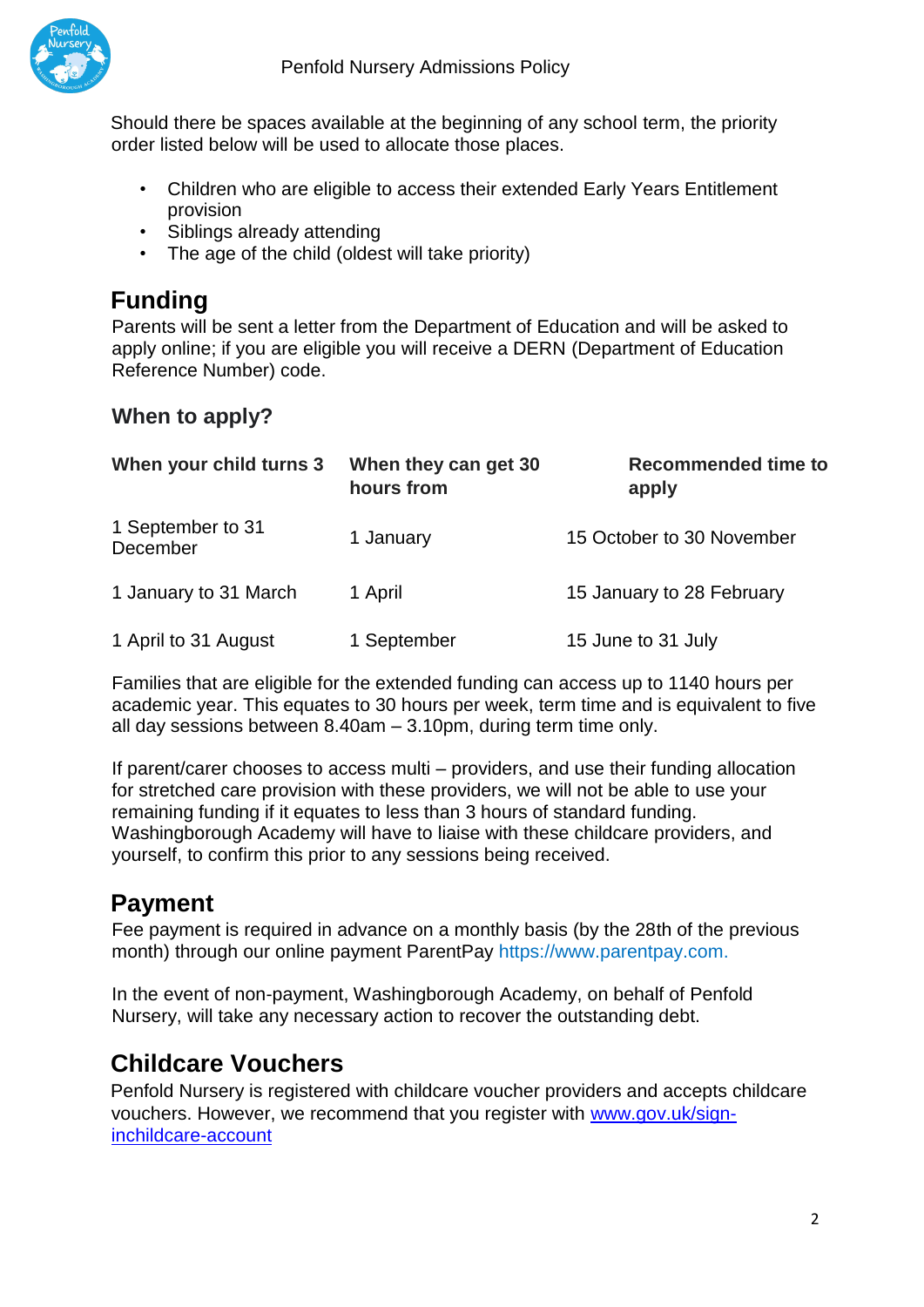Should there be spaces available at the beginning of any school term, the priority order listed below will be used to allocate those places.

- Children who are eligible to access their extended Early Years Entitlement provision
- Siblings already attending
- The age of the child (oldest will take priority)

## Funding

Parents will be sent a letter from the Department of Education and will be asked to apply online; if you are eligible you will receive a DERN (Department of Education Reference Number) code.

### When to apply?

| When your child turns 3 | When they can get 30 hours from | Recommended time to apply |
|---|---|---|
| 1 September to 31 December | 1 January | 15 October to 30 November |
| 1 January to 31 March | 1 April | 15 January to 28 February |
| 1 April to 31 August | 1 September | 15 June to 31 July |

Families that are eligible for the extended funding can access up to 1140 hours per academic year. This equates to 30 hours per week, term time and is equivalent to five all day sessions between 8.40am – 3.10pm, during term time only.

If parent/carer chooses to access multi – providers, and use their funding allocation for stretched care provision with these providers, we will not be able to use your remaining funding if it equates to less than 3 hours of standard funding. Washingborough Academy will have to liaise with these childcare providers, and yourself, to confirm this prior to any sessions being received.

## Payment

Fee payment is required in advance on a monthly basis (by the 28th of the previous month) through our online payment ParentPay https://www.parentpay.com.

In the event of non-payment, Washingborough Academy, on behalf of Penfold Nursery, will take any necessary action to recover the outstanding debt.

## Childcare Vouchers

Penfold Nursery is registered with childcare voucher providers and accepts childcare vouchers. However, we recommend that you register with [www.gov.uk/sign-inchildcare-account](www.gov.uk/sign-inchildcare-account)